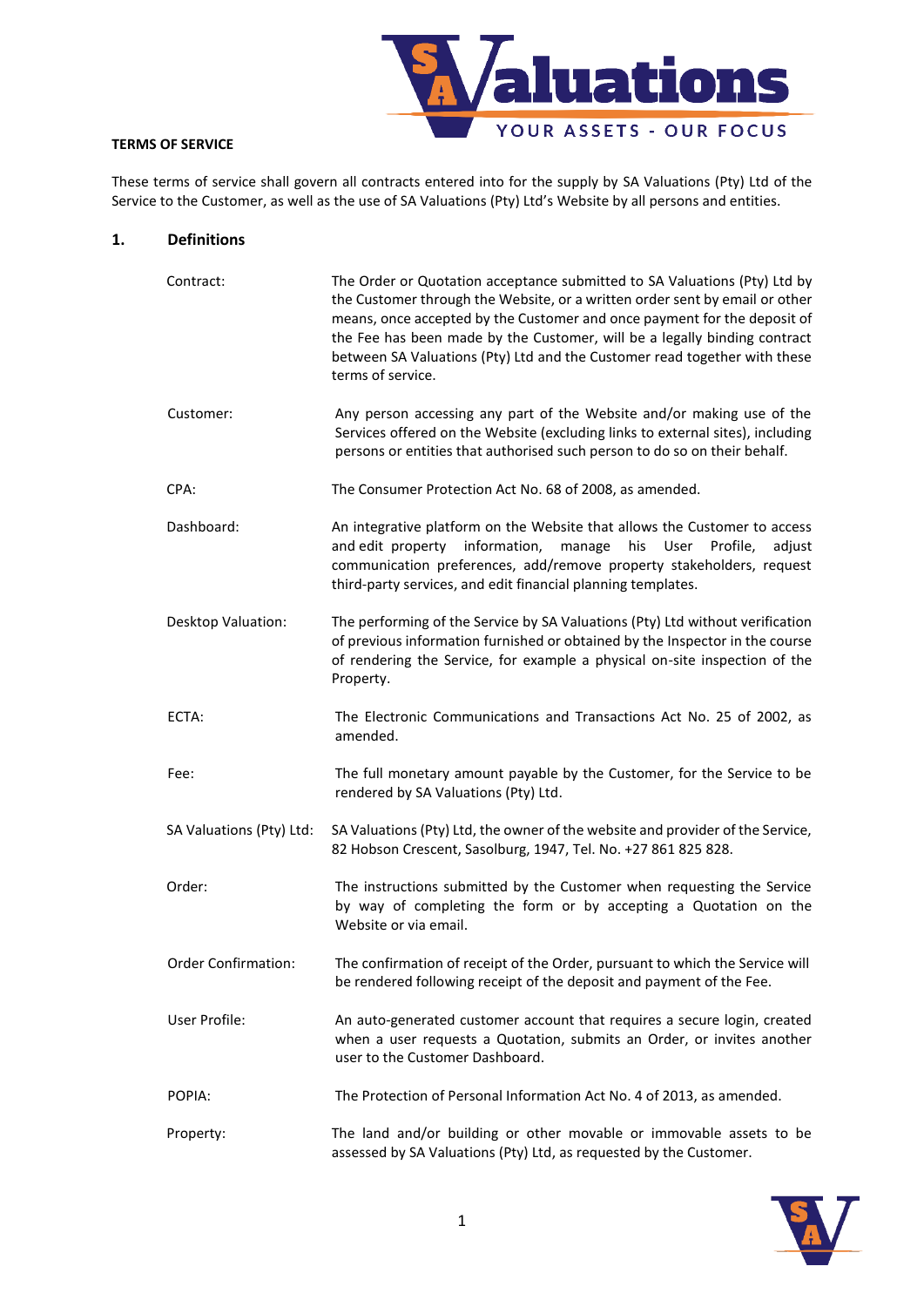**TERMS OF SERVICE**

These terms of service shall govern all contracts entered into for the supply by SA Valuations (Pty) Ltd of the Service to the Customer, as well as the use of SA Valuations (Pty) Ltd's Website by all persons and entities.

## 1. Definitions

| | |
|---|---|
| Contract: | The Order or Quotation acceptance submitted to SA Valuations (Pty) Ltd by the Customer through the Website, or a written order sent by email or other means, once accepted by the Customer and once payment for the deposit of the Fee has been made by the Customer, will be a legally binding contract between SA Valuations (Pty) Ltd and the Customer read together with these terms of service. |
| Customer: | Any person accessing any part of the Website and/or making use of the Services offered on the Website (excluding links to external sites), including persons or entities that authorised such person to do so on their behalf. |
| CPA: | The Consumer Protection Act No. 68 of 2008, as amended. |
| Dashboard: | An integrative platform on the Website that allows the Customer to access and edit property information, manage his User Profile, adjust communication preferences, add/remove property stakeholders, request third-party services, and edit financial planning templates. |
| Desktop Valuation: | The performing of the Service by SA Valuations (Pty) Ltd without verification of previous information furnished or obtained by the Inspector in the course of rendering the Service, for example a physical on-site inspection of the Property. |
| ECTA: | The Electronic Communications and Transactions Act No. 25 of 2002, as amended. |
| Fee: | The full monetary amount payable by the Customer, for the Service to be rendered by SA Valuations (Pty) Ltd. |
| SA Valuations (Pty) Ltd: | SA Valuations (Pty) Ltd, the owner of the website and provider of the Service, 82 Hobson Crescent, Sasolburg, 1947, Tel. No. +27 861 825 828. |
| Order: | The instructions submitted by the Customer when requesting the Service by way of completing the form or by accepting a Quotation on the Website or via email. |
| Order Confirmation: | The confirmation of receipt of the Order, pursuant to which the Service will be rendered following receipt of the deposit and payment of the Fee. |
| User Profile: | An auto-generated customer account that requires a secure login, created when a user requests a Quotation, submits an Order, or invites another user to the Customer Dashboard. |
| POPIA: | The Protection of Personal Information Act No. 4 of 2013, as amended. |
| Property: | The land and/or building or other movable or immovable assets to be assessed by SA Valuations (Pty) Ltd, as requested by the Customer. |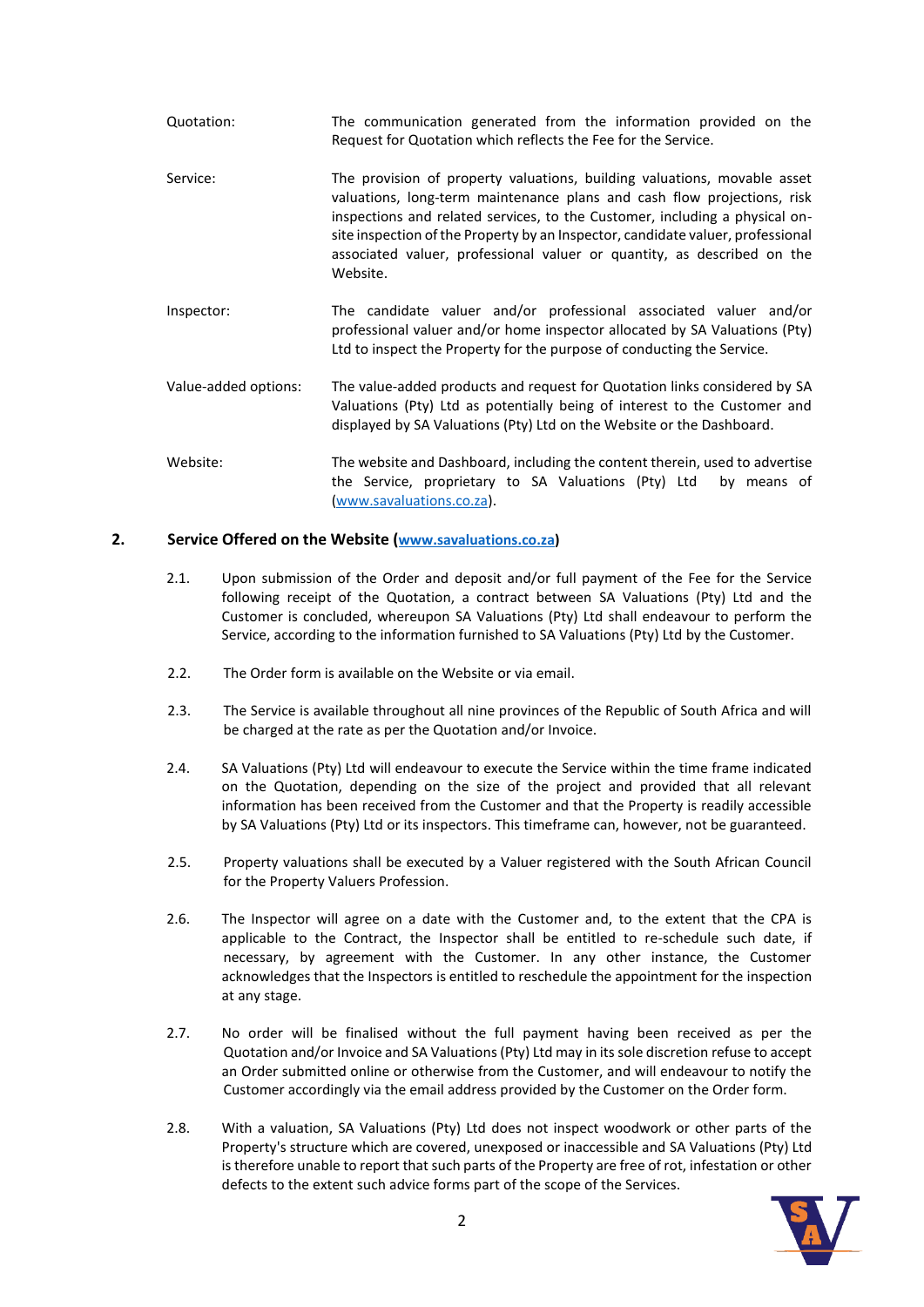| | |
|---|---|
| Quotation: | The communication generated from the information provided on the Request for Quotation which reflects the Fee for the Service. |
| Service: | The provision of property valuations, building valuations, movable asset valuations, long-term maintenance plans and cash flow projections, risk inspections and related services, to the Customer, including a physical on-site inspection of the Property by an Inspector, candidate valuer, professional associated valuer, professional valuer or quantity, as described on the Website. |
| Inspector: | The candidate valuer and/or professional associated valuer and/or professional valuer and/or home inspector allocated by SA Valuations (Pty) Ltd to inspect the Property for the purpose of conducting the Service. |
| Value-added options: | The value-added products and request for Quotation links considered by SA Valuations (Pty) Ltd as potentially being of interest to the Customer and displayed by SA Valuations (Pty) Ltd on the Website or the Dashboard. |
| Website: | The website and Dashboard, including the content therein, used to advertise the Service, proprietary to SA Valuations (Pty) Ltd by means of (www.savaluations.co.za). |

## 2. Service Offered on the Website (www.savaluations.co.za)

2.1. Upon submission of the Order and deposit and/or full payment of the Fee for the Service following receipt of the Quotation, a contract between SA Valuations (Pty) Ltd and the Customer is concluded, whereupon SA Valuations (Pty) Ltd shall endeavour to perform the Service, according to the information furnished to SA Valuations (Pty) Ltd by the Customer.

2.2. The Order form is available on the Website or via email.

2.3. The Service is available throughout all nine provinces of the Republic of South Africa and will be charged at the rate as per the Quotation and/or Invoice.

2.4. SA Valuations (Pty) Ltd will endeavour to execute the Service within the time frame indicated on the Quotation, depending on the size of the project and provided that all relevant information has been received from the Customer and that the Property is readily accessible by SA Valuations (Pty) Ltd or its inspectors. This timeframe can, however, not be guaranteed.

2.5. Property valuations shall be executed by a Valuer registered with the South African Council for the Property Valuers Profession.

2.6. The Inspector will agree on a date with the Customer and, to the extent that the CPA is applicable to the Contract, the Inspector shall be entitled to re-schedule such date, if necessary, by agreement with the Customer. In any other instance, the Customer acknowledges that the Inspectors is entitled to reschedule the appointment for the inspection at any stage.

2.7. No order will be finalised without the full payment having been received as per the Quotation and/or Invoice and SA Valuations (Pty) Ltd may in its sole discretion refuse to accept an Order submitted online or otherwise from the Customer, and will endeavour to notify the Customer accordingly via the email address provided by the Customer on the Order form.

2.8. With a valuation, SA Valuations (Pty) Ltd does not inspect woodwork or other parts of the Property's structure which are covered, unexposed or inaccessible and SA Valuations (Pty) Ltd is therefore unable to report that such parts of the Property are free of rot, infestation or other defects to the extent such advice forms part of the scope of the Services.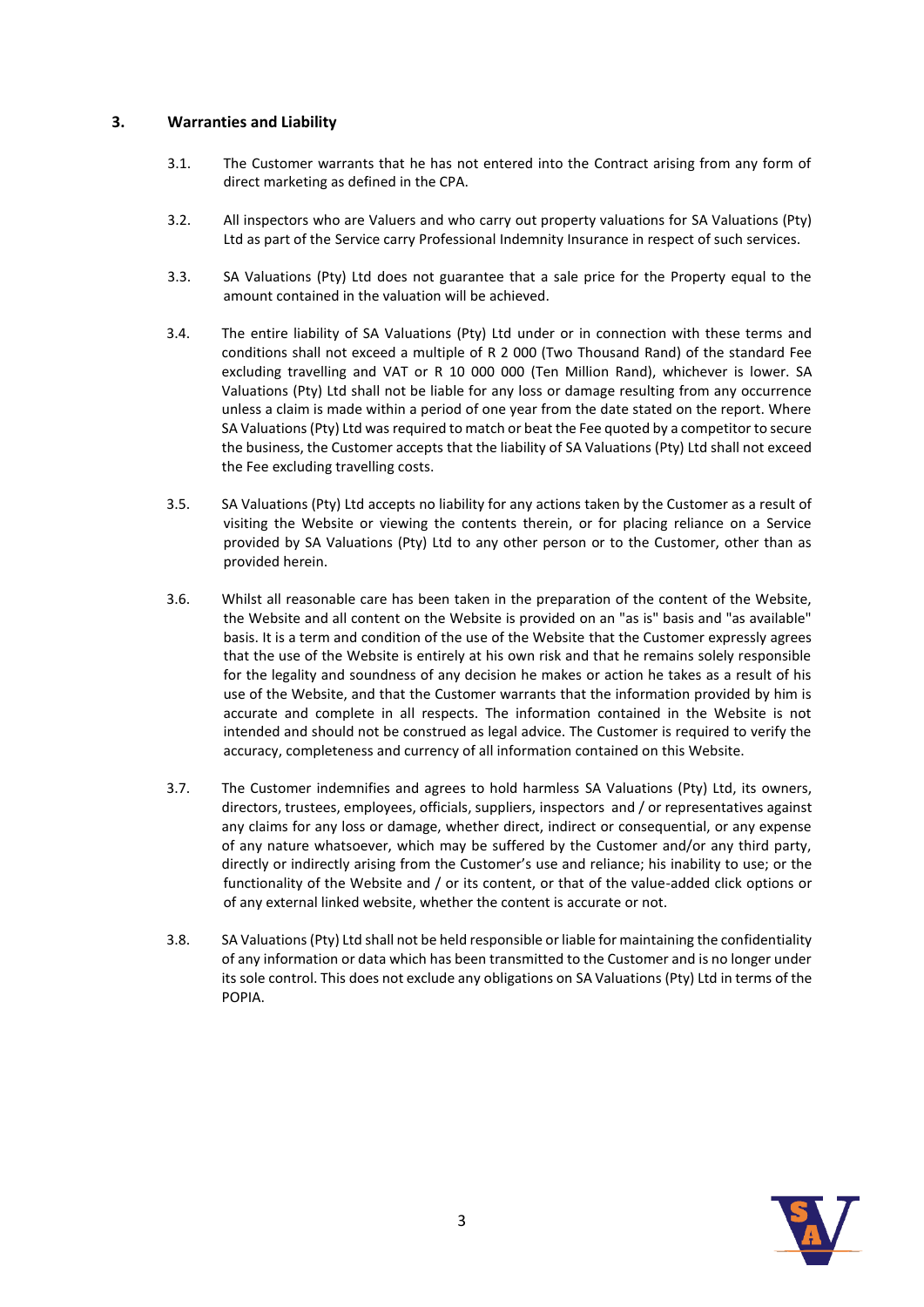## 3. Warranties and Liability

3.1. The Customer warrants that he has not entered into the Contract arising from any form of direct marketing as defined in the CPA.

3.2. All inspectors who are Valuers and who carry out property valuations for SA Valuations (Pty) Ltd as part of the Service carry Professional Indemnity Insurance in respect of such services.

3.3. SA Valuations (Pty) Ltd does not guarantee that a sale price for the Property equal to the amount contained in the valuation will be achieved.

3.4. The entire liability of SA Valuations (Pty) Ltd under or in connection with these terms and conditions shall not exceed a multiple of R 2 000 (Two Thousand Rand) of the standard Fee excluding travelling and VAT or R 10 000 000 (Ten Million Rand), whichever is lower. SA Valuations (Pty) Ltd shall not be liable for any loss or damage resulting from any occurrence unless a claim is made within a period of one year from the date stated on the report. Where SA Valuations (Pty) Ltd was required to match or beat the Fee quoted by a competitor to secure the business, the Customer accepts that the liability of SA Valuations (Pty) Ltd shall not exceed the Fee excluding travelling costs.

3.5. SA Valuations (Pty) Ltd accepts no liability for any actions taken by the Customer as a result of visiting the Website or viewing the contents therein, or for placing reliance on a Service provided by SA Valuations (Pty) Ltd to any other person or to the Customer, other than as provided herein.

3.6. Whilst all reasonable care has been taken in the preparation of the content of the Website, the Website and all content on the Website is provided on an "as is" basis and "as available" basis. It is a term and condition of the use of the Website that the Customer expressly agrees that the use of the Website is entirely at his own risk and that he remains solely responsible for the legality and soundness of any decision he makes or action he takes as a result of his use of the Website, and that the Customer warrants that the information provided by him is accurate and complete in all respects. The information contained in the Website is not intended and should not be construed as legal advice. The Customer is required to verify the accuracy, completeness and currency of all information contained on this Website.

3.7. The Customer indemnifies and agrees to hold harmless SA Valuations (Pty) Ltd, its owners, directors, trustees, employees, officials, suppliers, inspectors and / or representatives against any claims for any loss or damage, whether direct, indirect or consequential, or any expense of any nature whatsoever, which may be suffered by the Customer and/or any third party, directly or indirectly arising from the Customer's use and reliance; his inability to use; or the functionality of the Website and / or its content, or that of the value-added click options or of any external linked website, whether the content is accurate or not.

3.8. SA Valuations (Pty) Ltd shall not be held responsible or liable for maintaining the confidentiality of any information or data which has been transmitted to the Customer and is no longer under its sole control. This does not exclude any obligations on SA Valuations (Pty) Ltd in terms of the POPIA.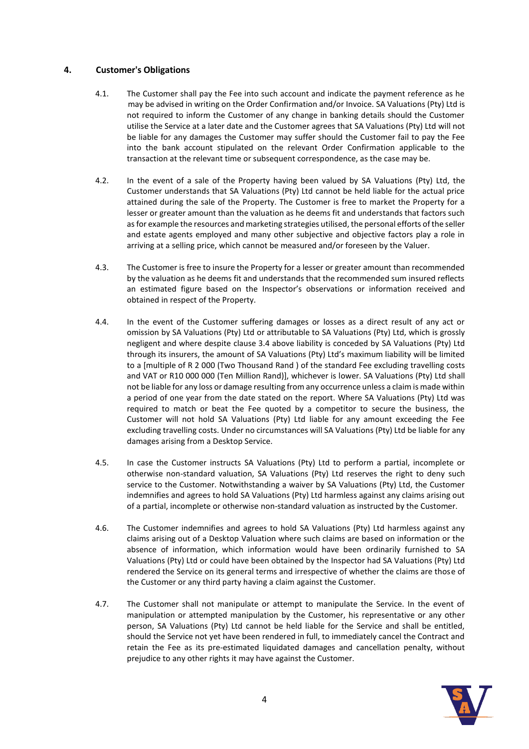## 4. Customer's Obligations

4.1. The Customer shall pay the Fee into such account and indicate the payment reference as he may be advised in writing on the Order Confirmation and/or Invoice. SA Valuations (Pty) Ltd is not required to inform the Customer of any change in banking details should the Customer utilise the Service at a later date and the Customer agrees that SA Valuations (Pty) Ltd will not be liable for any damages the Customer may suffer should the Customer fail to pay the Fee into the bank account stipulated on the relevant Order Confirmation applicable to the transaction at the relevant time or subsequent correspondence, as the case may be.

4.2. In the event of a sale of the Property having been valued by SA Valuations (Pty) Ltd, the Customer understands that SA Valuations (Pty) Ltd cannot be held liable for the actual price attained during the sale of the Property. The Customer is free to market the Property for a lesser or greater amount than the valuation as he deems fit and understands that factors such as for example the resources and marketing strategies utilised, the personal efforts of the seller and estate agents employed and many other subjective and objective factors play a role in arriving at a selling price, which cannot be measured and/or foreseen by the Valuer.

4.3. The Customer is free to insure the Property for a lesser or greater amount than recommended by the valuation as he deems fit and understands that the recommended sum insured reflects an estimated figure based on the Inspector's observations or information received and obtained in respect of the Property.

4.4. In the event of the Customer suffering damages or losses as a direct result of any act or omission by SA Valuations (Pty) Ltd or attributable to SA Valuations (Pty) Ltd, which is grossly negligent and where despite clause 3.4 above liability is conceded by SA Valuations (Pty) Ltd through its insurers, the amount of SA Valuations (Pty) Ltd's maximum liability will be limited to a [multiple of R 2 000 (Two Thousand Rand ) of the standard Fee excluding travelling costs and VAT or R10 000 000 (Ten Million Rand)], whichever is lower. SA Valuations (Pty) Ltd shall not be liable for any loss or damage resulting from any occurrence unless a claim is made within a period of one year from the date stated on the report. Where SA Valuations (Pty) Ltd was required to match or beat the Fee quoted by a competitor to secure the business, the Customer will not hold SA Valuations (Pty) Ltd liable for any amount exceeding the Fee excluding travelling costs. Under no circumstances will SA Valuations (Pty) Ltd be liable for any damages arising from a Desktop Service.

4.5. In case the Customer instructs SA Valuations (Pty) Ltd to perform a partial, incomplete or otherwise non-standard valuation, SA Valuations (Pty) Ltd reserves the right to deny such service to the Customer. Notwithstanding a waiver by SA Valuations (Pty) Ltd, the Customer indemnifies and agrees to hold SA Valuations (Pty) Ltd harmless against any claims arising out of a partial, incomplete or otherwise non-standard valuation as instructed by the Customer.

4.6. The Customer indemnifies and agrees to hold SA Valuations (Pty) Ltd harmless against any claims arising out of a Desktop Valuation where such claims are based on information or the absence of information, which information would have been ordinarily furnished to SA Valuations (Pty) Ltd or could have been obtained by the Inspector had SA Valuations (Pty) Ltd rendered the Service on its general terms and irrespective of whether the claims are those of the Customer or any third party having a claim against the Customer.

4.7. The Customer shall not manipulate or attempt to manipulate the Service. In the event of manipulation or attempted manipulation by the Customer, his representative or any other person, SA Valuations (Pty) Ltd cannot be held liable for the Service and shall be entitled, should the Service not yet have been rendered in full, to immediately cancel the Contract and retain the Fee as its pre-estimated liquidated damages and cancellation penalty, without prejudice to any other rights it may have against the Customer.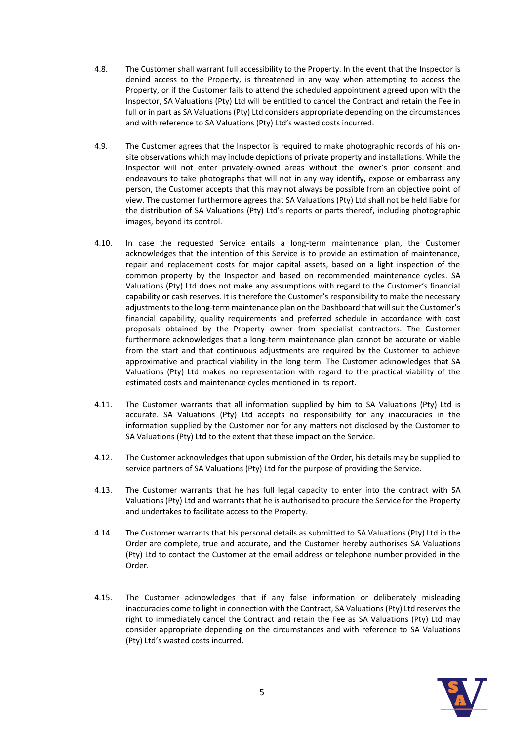4.8. The Customer shall warrant full accessibility to the Property. In the event that the Inspector is denied access to the Property, is threatened in any way when attempting to access the Property, or if the Customer fails to attend the scheduled appointment agreed upon with the Inspector, SA Valuations (Pty) Ltd will be entitled to cancel the Contract and retain the Fee in full or in part as SA Valuations (Pty) Ltd considers appropriate depending on the circumstances and with reference to SA Valuations (Pty) Ltd's wasted costs incurred.

4.9. The Customer agrees that the Inspector is required to make photographic records of his on-site observations which may include depictions of private property and installations. While the Inspector will not enter privately-owned areas without the owner's prior consent and endeavours to take photographs that will not in any way identify, expose or embarrass any person, the Customer accepts that this may not always be possible from an objective point of view. The customer furthermore agrees that SA Valuations (Pty) Ltd shall not be held liable for the distribution of SA Valuations (Pty) Ltd's reports or parts thereof, including photographic images, beyond its control.

4.10. In case the requested Service entails a long-term maintenance plan, the Customer acknowledges that the intention of this Service is to provide an estimation of maintenance, repair and replacement costs for major capital assets, based on a light inspection of the common property by the Inspector and based on recommended maintenance cycles. SA Valuations (Pty) Ltd does not make any assumptions with regard to the Customer's financial capability or cash reserves. It is therefore the Customer's responsibility to make the necessary adjustments to the long-term maintenance plan on the Dashboard that will suit the Customer's financial capability, quality requirements and preferred schedule in accordance with cost proposals obtained by the Property owner from specialist contractors. The Customer furthermore acknowledges that a long-term maintenance plan cannot be accurate or viable from the start and that continuous adjustments are required by the Customer to achieve approximative and practical viability in the long term. The Customer acknowledges that SA Valuations (Pty) Ltd makes no representation with regard to the practical viability of the estimated costs and maintenance cycles mentioned in its report.

4.11. The Customer warrants that all information supplied by him to SA Valuations (Pty) Ltd is accurate. SA Valuations (Pty) Ltd accepts no responsibility for any inaccuracies in the information supplied by the Customer nor for any matters not disclosed by the Customer to SA Valuations (Pty) Ltd to the extent that these impact on the Service.

4.12. The Customer acknowledges that upon submission of the Order, his details may be supplied to service partners of SA Valuations (Pty) Ltd for the purpose of providing the Service.

4.13. The Customer warrants that he has full legal capacity to enter into the contract with SA Valuations (Pty) Ltd and warrants that he is authorised to procure the Service for the Property and undertakes to facilitate access to the Property.

4.14. The Customer warrants that his personal details as submitted to SA Valuations (Pty) Ltd in the Order are complete, true and accurate, and the Customer hereby authorises SA Valuations (Pty) Ltd to contact the Customer at the email address or telephone number provided in the Order.

4.15. The Customer acknowledges that if any false information or deliberately misleading inaccuracies come to light in connection with the Contract, SA Valuations (Pty) Ltd reserves the right to immediately cancel the Contract and retain the Fee as SA Valuations (Pty) Ltd may consider appropriate depending on the circumstances and with reference to SA Valuations (Pty) Ltd's wasted costs incurred.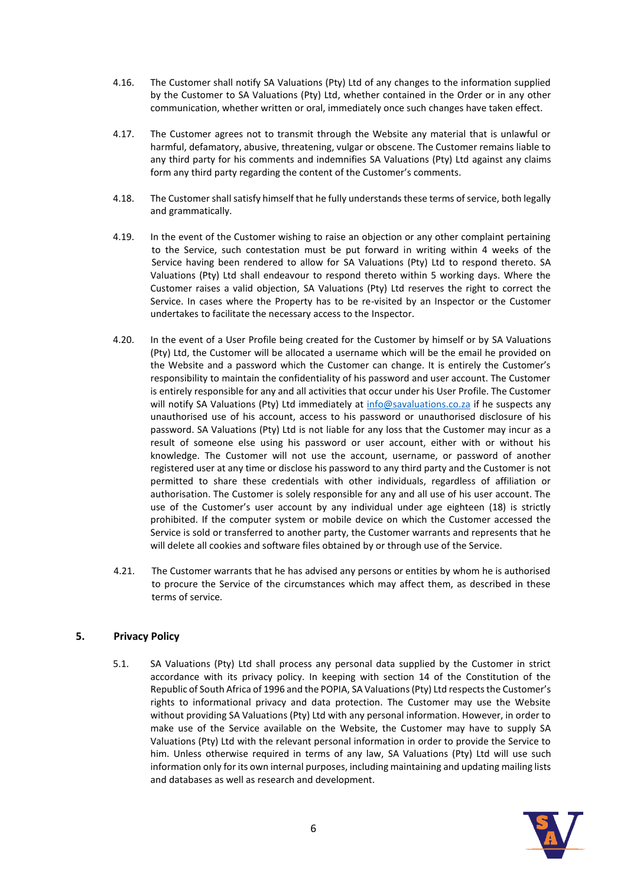4.16. The Customer shall notify SA Valuations (Pty) Ltd of any changes to the information supplied by the Customer to SA Valuations (Pty) Ltd, whether contained in the Order or in any other communication, whether written or oral, immediately once such changes have taken effect.

4.17. The Customer agrees not to transmit through the Website any material that is unlawful or harmful, defamatory, abusive, threatening, vulgar or obscene. The Customer remains liable to any third party for his comments and indemnifies SA Valuations (Pty) Ltd against any claims form any third party regarding the content of the Customer's comments.

4.18. The Customer shall satisfy himself that he fully understands these terms of service, both legally and grammatically.

4.19. In the event of the Customer wishing to raise an objection or any other complaint pertaining to the Service, such contestation must be put forward in writing within 4 weeks of the Service having been rendered to allow for SA Valuations (Pty) Ltd to respond thereto. SA Valuations (Pty) Ltd shall endeavour to respond thereto within 5 working days. Where the Customer raises a valid objection, SA Valuations (Pty) Ltd reserves the right to correct the Service. In cases where the Property has to be re-visited by an Inspector or the Customer undertakes to facilitate the necessary access to the Inspector.

4.20. In the event of a User Profile being created for the Customer by himself or by SA Valuations (Pty) Ltd, the Customer will be allocated a username which will be the email he provided on the Website and a password which the Customer can change. It is entirely the Customer's responsibility to maintain the confidentiality of his password and user account. The Customer is entirely responsible for any and all activities that occur under his User Profile. The Customer will notify SA Valuations (Pty) Ltd immediately at [info@savaluations.co.za](mailto:info@savaluations.co.za) if he suspects any unauthorised use of his account, access to his password or unauthorised disclosure of his password. SA Valuations (Pty) Ltd is not liable for any loss that the Customer may incur as a result of someone else using his password or user account, either with or without his knowledge. The Customer will not use the account, username, or password of another registered user at any time or disclose his password to any third party and the Customer is not permitted to share these credentials with other individuals, regardless of affiliation or authorisation. The Customer is solely responsible for any and all use of his user account. The use of the Customer's user account by any individual under age eighteen (18) is strictly prohibited. If the computer system or mobile device on which the Customer accessed the Service is sold or transferred to another party, the Customer warrants and represents that he will delete all cookies and software files obtained by or through use of the Service.

4.21. The Customer warrants that he has advised any persons or entities by whom he is authorised to procure the Service of the circumstances which may affect them, as described in these terms of service.

## 5. Privacy Policy

5.1. SA Valuations (Pty) Ltd shall process any personal data supplied by the Customer in strict accordance with its privacy policy. In keeping with section 14 of the Constitution of the Republic of South Africa of 1996 and the POPIA, SA Valuations (Pty) Ltd respects the Customer's rights to informational privacy and data protection. The Customer may use the Website without providing SA Valuations (Pty) Ltd with any personal information. However, in order to make use of the Service available on the Website, the Customer may have to supply SA Valuations (Pty) Ltd with the relevant personal information in order to provide the Service to him. Unless otherwise required in terms of any law, SA Valuations (Pty) Ltd will use such information only for its own internal purposes, including maintaining and updating mailing lists and databases as well as research and development.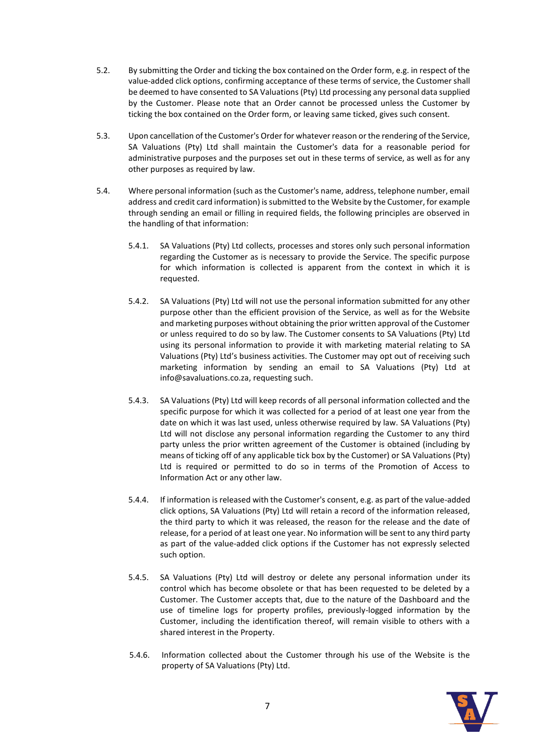5.2. By submitting the Order and ticking the box contained on the Order form, e.g. in respect of the value-added click options, confirming acceptance of these terms of service, the Customer shall be deemed to have consented to SA Valuations (Pty) Ltd processing any personal data supplied by the Customer. Please note that an Order cannot be processed unless the Customer by ticking the box contained on the Order form, or leaving same ticked, gives such consent.

5.3. Upon cancellation of the Customer's Order for whatever reason or the rendering of the Service, SA Valuations (Pty) Ltd shall maintain the Customer's data for a reasonable period for administrative purposes and the purposes set out in these terms of service, as well as for any other purposes as required by law.

5.4. Where personal information (such as the Customer's name, address, telephone number, email address and credit card information) is submitted to the Website by the Customer, for example through sending an email or filling in required fields, the following principles are observed in the handling of that information:

5.4.1. SA Valuations (Pty) Ltd collects, processes and stores only such personal information regarding the Customer as is necessary to provide the Service. The specific purpose for which information is collected is apparent from the context in which it is requested.

5.4.2. SA Valuations (Pty) Ltd will not use the personal information submitted for any other purpose other than the efficient provision of the Service, as well as for the Website and marketing purposes without obtaining the prior written approval of the Customer or unless required to do so by law. The Customer consents to SA Valuations (Pty) Ltd using its personal information to provide it with marketing material relating to SA Valuations (Pty) Ltd's business activities. The Customer may opt out of receiving such marketing information by sending an email to SA Valuations (Pty) Ltd at info@savaluations.co.za, requesting such.

5.4.3. SA Valuations (Pty) Ltd will keep records of all personal information collected and the specific purpose for which it was collected for a period of at least one year from the date on which it was last used, unless otherwise required by law. SA Valuations (Pty) Ltd will not disclose any personal information regarding the Customer to any third party unless the prior written agreement of the Customer is obtained (including by means of ticking off of any applicable tick box by the Customer) or SA Valuations (Pty) Ltd is required or permitted to do so in terms of the Promotion of Access to Information Act or any other law.

5.4.4. If information is released with the Customer's consent, e.g. as part of the value-added click options, SA Valuations (Pty) Ltd will retain a record of the information released, the third party to which it was released, the reason for the release and the date of release, for a period of at least one year. No information will be sent to any third party as part of the value-added click options if the Customer has not expressly selected such option.

5.4.5. SA Valuations (Pty) Ltd will destroy or delete any personal information under its control which has become obsolete or that has been requested to be deleted by a Customer. The Customer accepts that, due to the nature of the Dashboard and the use of timeline logs for property profiles, previously-logged information by the Customer, including the identification thereof, will remain visible to others with a shared interest in the Property.

5.4.6. Information collected about the Customer through his use of the Website is the property of SA Valuations (Pty) Ltd.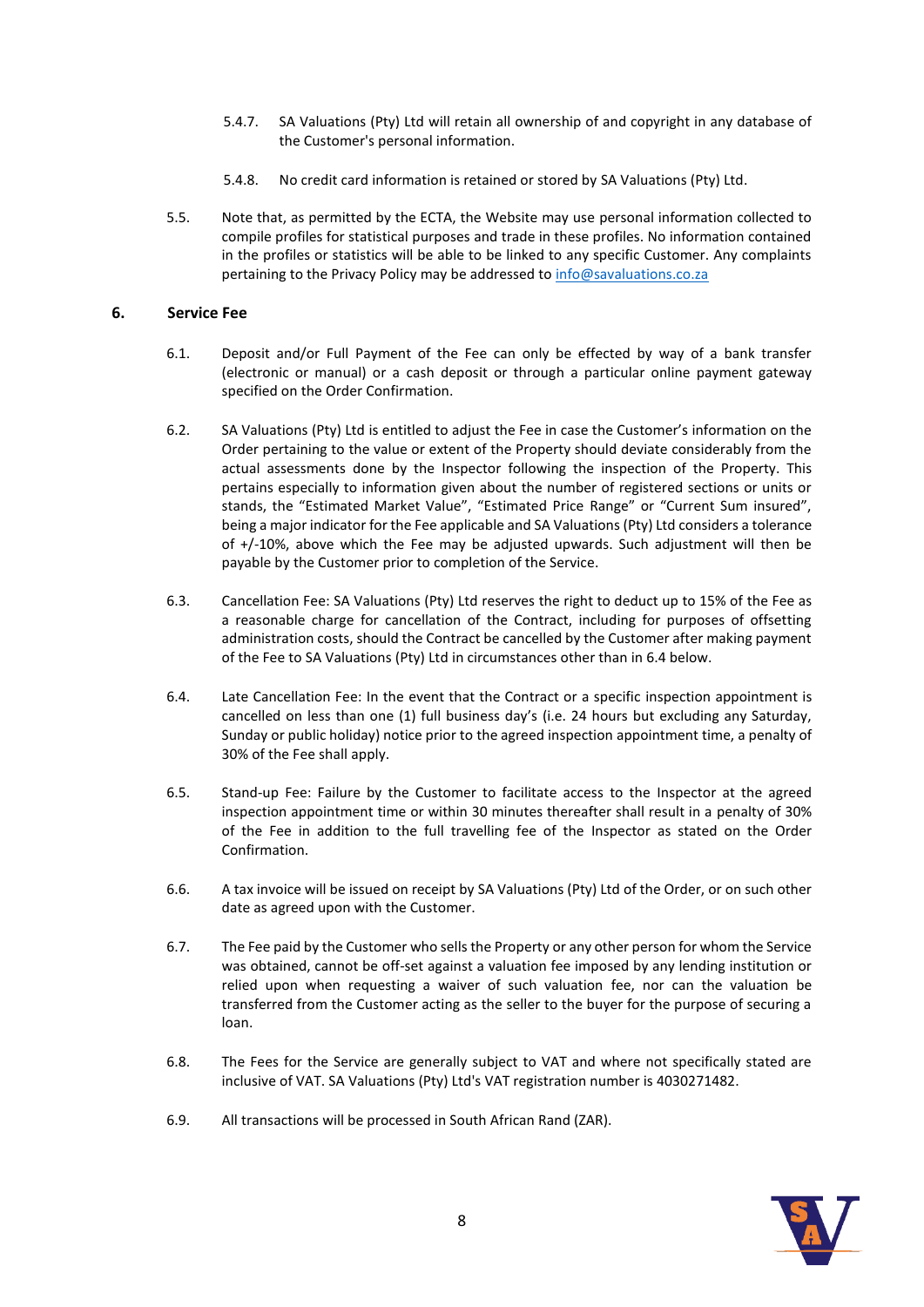5.4.7. SA Valuations (Pty) Ltd will retain all ownership of and copyright in any database of the Customer's personal information.

5.4.8. No credit card information is retained or stored by SA Valuations (Pty) Ltd.

5.5. Note that, as permitted by the ECTA, the Website may use personal information collected to compile profiles for statistical purposes and trade in these profiles. No information contained in the profiles or statistics will be able to be linked to any specific Customer. Any complaints pertaining to the Privacy Policy may be addressed to info@savaluations.co.za

## 6. Service Fee

6.1. Deposit and/or Full Payment of the Fee can only be effected by way of a bank transfer (electronic or manual) or a cash deposit or through a particular online payment gateway specified on the Order Confirmation.

6.2. SA Valuations (Pty) Ltd is entitled to adjust the Fee in case the Customer's information on the Order pertaining to the value or extent of the Property should deviate considerably from the actual assessments done by the Inspector following the inspection of the Property. This pertains especially to information given about the number of registered sections or units or stands, the "Estimated Market Value", "Estimated Price Range" or "Current Sum insured", being a major indicator for the Fee applicable and SA Valuations (Pty) Ltd considers a tolerance of +/-10%, above which the Fee may be adjusted upwards. Such adjustment will then be payable by the Customer prior to completion of the Service.

6.3. Cancellation Fee: SA Valuations (Pty) Ltd reserves the right to deduct up to 15% of the Fee as a reasonable charge for cancellation of the Contract, including for purposes of offsetting administration costs, should the Contract be cancelled by the Customer after making payment of the Fee to SA Valuations (Pty) Ltd in circumstances other than in 6.4 below.

6.4. Late Cancellation Fee: In the event that the Contract or a specific inspection appointment is cancelled on less than one (1) full business day's (i.e. 24 hours but excluding any Saturday, Sunday or public holiday) notice prior to the agreed inspection appointment time, a penalty of 30% of the Fee shall apply.

6.5. Stand-up Fee: Failure by the Customer to facilitate access to the Inspector at the agreed inspection appointment time or within 30 minutes thereafter shall result in a penalty of 30% of the Fee in addition to the full travelling fee of the Inspector as stated on the Order Confirmation.

6.6. A tax invoice will be issued on receipt by SA Valuations (Pty) Ltd of the Order, or on such other date as agreed upon with the Customer.

6.7. The Fee paid by the Customer who sells the Property or any other person for whom the Service was obtained, cannot be off-set against a valuation fee imposed by any lending institution or relied upon when requesting a waiver of such valuation fee, nor can the valuation be transferred from the Customer acting as the seller to the buyer for the purpose of securing a loan.

6.8. The Fees for the Service are generally subject to VAT and where not specifically stated are inclusive of VAT. SA Valuations (Pty) Ltd's VAT registration number is 4030271482.

6.9. All transactions will be processed in South African Rand (ZAR).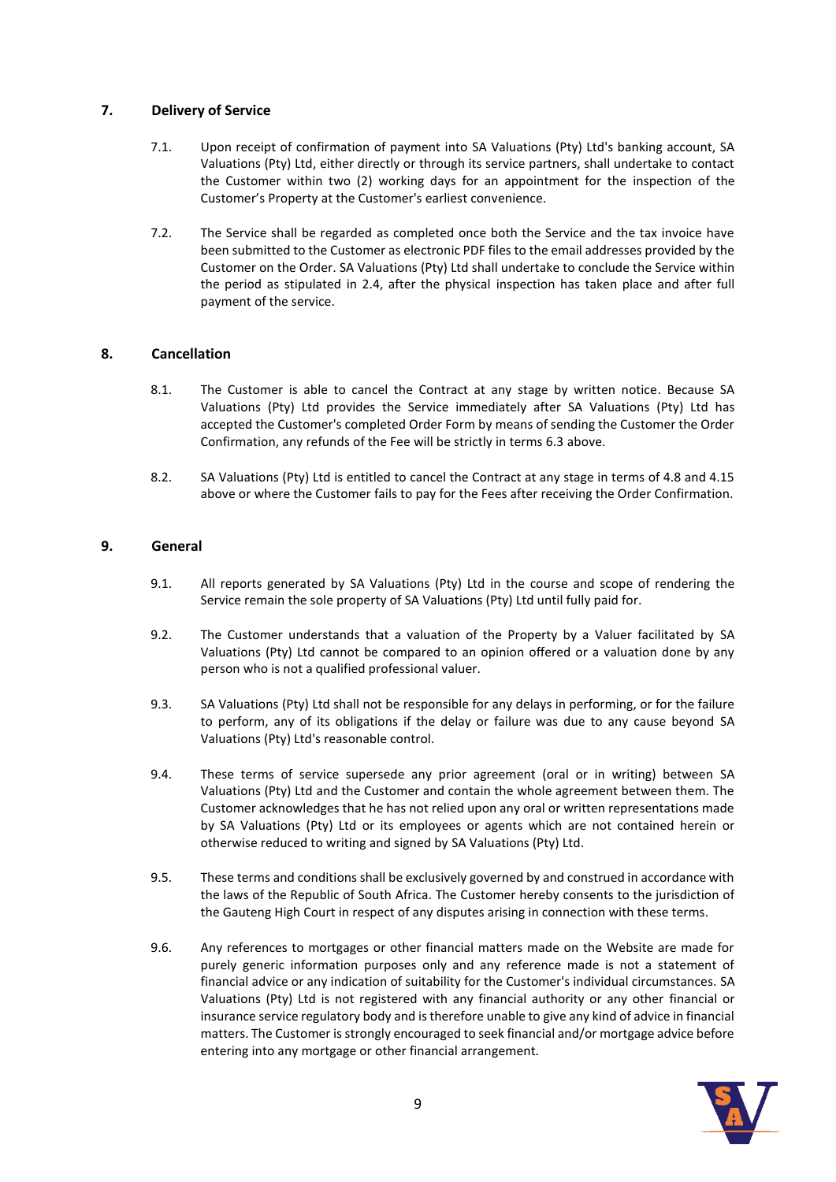## 7. Delivery of Service

7.1. Upon receipt of confirmation of payment into SA Valuations (Pty) Ltd's banking account, SA Valuations (Pty) Ltd, either directly or through its service partners, shall undertake to contact the Customer within two (2) working days for an appointment for the inspection of the Customer's Property at the Customer's earliest convenience.

7.2. The Service shall be regarded as completed once both the Service and the tax invoice have been submitted to the Customer as electronic PDF files to the email addresses provided by the Customer on the Order. SA Valuations (Pty) Ltd shall undertake to conclude the Service within the period as stipulated in 2.4, after the physical inspection has taken place and after full payment of the service.

## 8. Cancellation

8.1. The Customer is able to cancel the Contract at any stage by written notice. Because SA Valuations (Pty) Ltd provides the Service immediately after SA Valuations (Pty) Ltd has accepted the Customer's completed Order Form by means of sending the Customer the Order Confirmation, any refunds of the Fee will be strictly in terms 6.3 above.

8.2. SA Valuations (Pty) Ltd is entitled to cancel the Contract at any stage in terms of 4.8 and 4.15 above or where the Customer fails to pay for the Fees after receiving the Order Confirmation.

## 9. General

9.1. All reports generated by SA Valuations (Pty) Ltd in the course and scope of rendering the Service remain the sole property of SA Valuations (Pty) Ltd until fully paid for.

9.2. The Customer understands that a valuation of the Property by a Valuer facilitated by SA Valuations (Pty) Ltd cannot be compared to an opinion offered or a valuation done by any person who is not a qualified professional valuer.

9.3. SA Valuations (Pty) Ltd shall not be responsible for any delays in performing, or for the failure to perform, any of its obligations if the delay or failure was due to any cause beyond SA Valuations (Pty) Ltd's reasonable control.

9.4. These terms of service supersede any prior agreement (oral or in writing) between SA Valuations (Pty) Ltd and the Customer and contain the whole agreement between them. The Customer acknowledges that he has not relied upon any oral or written representations made by SA Valuations (Pty) Ltd or its employees or agents which are not contained herein or otherwise reduced to writing and signed by SA Valuations (Pty) Ltd.

9.5. These terms and conditions shall be exclusively governed by and construed in accordance with the laws of the Republic of South Africa. The Customer hereby consents to the jurisdiction of the Gauteng High Court in respect of any disputes arising in connection with these terms.

9.6. Any references to mortgages or other financial matters made on the Website are made for purely generic information purposes only and any reference made is not a statement of financial advice or any indication of suitability for the Customer's individual circumstances. SA Valuations (Pty) Ltd is not registered with any financial authority or any other financial or insurance service regulatory body and is therefore unable to give any kind of advice in financial matters. The Customer is strongly encouraged to seek financial and/or mortgage advice before entering into any mortgage or other financial arrangement.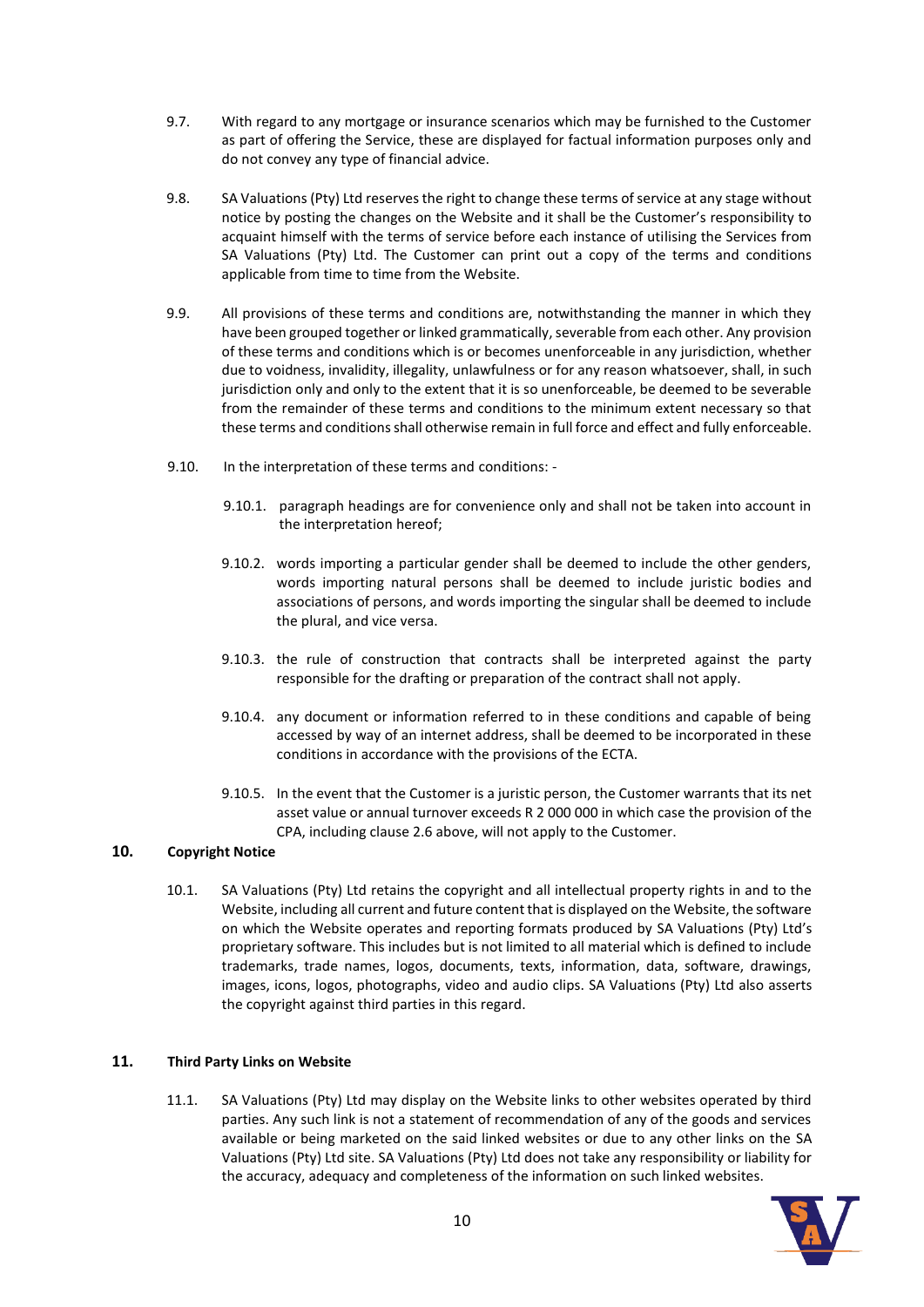9.7. With regard to any mortgage or insurance scenarios which may be furnished to the Customer as part of offering the Service, these are displayed for factual information purposes only and do not convey any type of financial advice.

9.8. SA Valuations (Pty) Ltd reserves the right to change these terms of service at any stage without notice by posting the changes on the Website and it shall be the Customer's responsibility to acquaint himself with the terms of service before each instance of utilising the Services from SA Valuations (Pty) Ltd. The Customer can print out a copy of the terms and conditions applicable from time to time from the Website.

9.9. All provisions of these terms and conditions are, notwithstanding the manner in which they have been grouped together or linked grammatically, severable from each other. Any provision of these terms and conditions which is or becomes unenforceable in any jurisdiction, whether due to voidness, invalidity, illegality, unlawfulness or for any reason whatsoever, shall, in such jurisdiction only and only to the extent that it is so unenforceable, be deemed to be severable from the remainder of these terms and conditions to the minimum extent necessary so that these terms and conditions shall otherwise remain in full force and effect and fully enforceable.

9.10. In the interpretation of these terms and conditions: -

9.10.1. paragraph headings are for convenience only and shall not be taken into account in the interpretation hereof;

9.10.2. words importing a particular gender shall be deemed to include the other genders, words importing natural persons shall be deemed to include juristic bodies and associations of persons, and words importing the singular shall be deemed to include the plural, and vice versa.

9.10.3. the rule of construction that contracts shall be interpreted against the party responsible for the drafting or preparation of the contract shall not apply.

9.10.4. any document or information referred to in these conditions and capable of being accessed by way of an internet address, shall be deemed to be incorporated in these conditions in accordance with the provisions of the ECTA.

9.10.5. In the event that the Customer is a juristic person, the Customer warrants that its net asset value or annual turnover exceeds R 2 000 000 in which case the provision of the CPA, including clause 2.6 above, will not apply to the Customer.

## 10. Copyright Notice

10.1. SA Valuations (Pty) Ltd retains the copyright and all intellectual property rights in and to the Website, including all current and future content that is displayed on the Website, the software on which the Website operates and reporting formats produced by SA Valuations (Pty) Ltd's proprietary software. This includes but is not limited to all material which is defined to include trademarks, trade names, logos, documents, texts, information, data, software, drawings, images, icons, logos, photographs, video and audio clips. SA Valuations (Pty) Ltd also asserts the copyright against third parties in this regard.

## 11. Third Party Links on Website

11.1. SA Valuations (Pty) Ltd may display on the Website links to other websites operated by third parties. Any such link is not a statement of recommendation of any of the goods and services available or being marketed on the said linked websites or due to any other links on the SA Valuations (Pty) Ltd site. SA Valuations (Pty) Ltd does not take any responsibility or liability for the accuracy, adequacy and completeness of the information on such linked websites.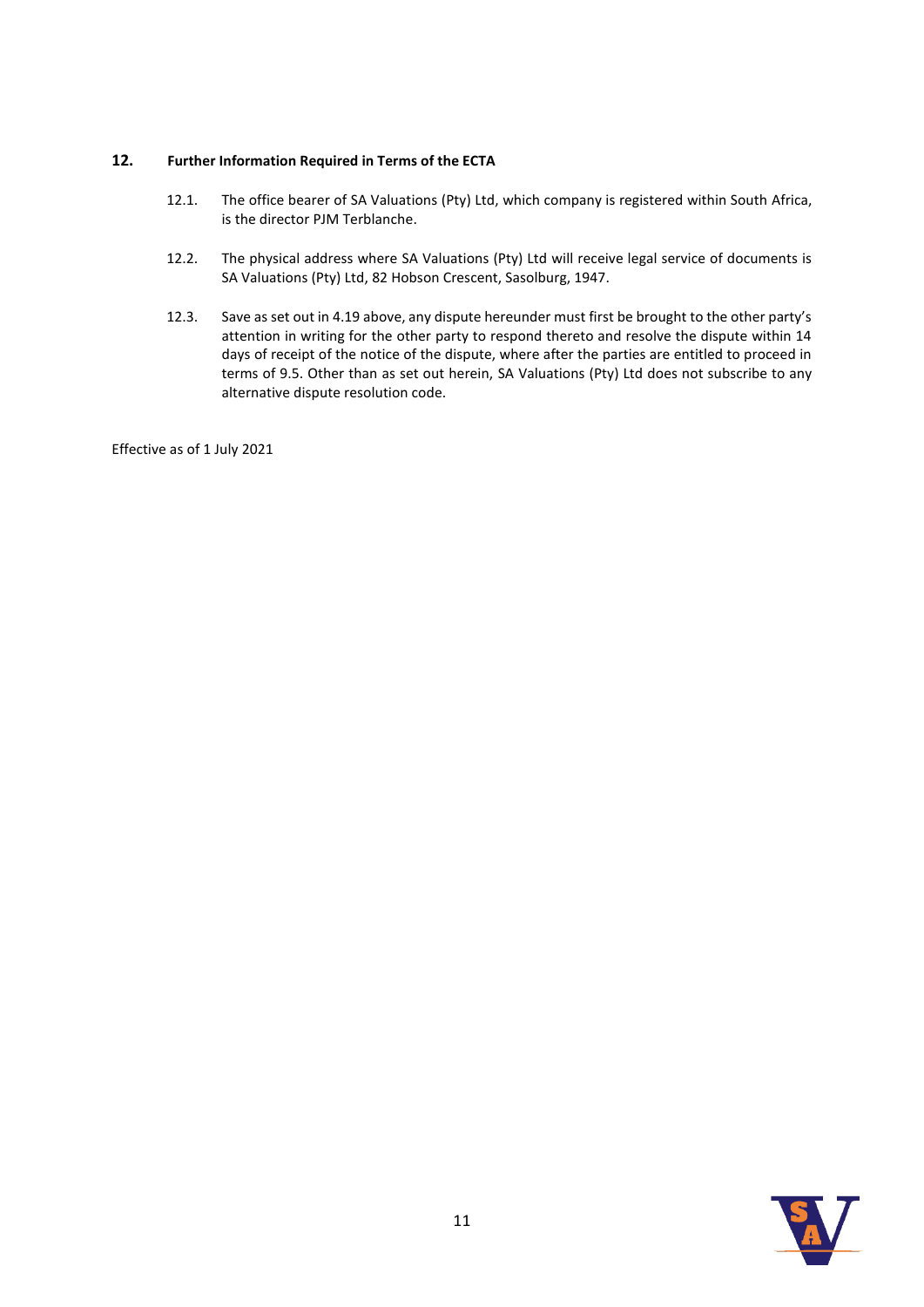## 12. Further Information Required in Terms of the ECTA

12.1. The office bearer of SA Valuations (Pty) Ltd, which company is registered within South Africa, is the director PJM Terblanche.

12.2. The physical address where SA Valuations (Pty) Ltd will receive legal service of documents is SA Valuations (Pty) Ltd, 82 Hobson Crescent, Sasolburg, 1947.

12.3. Save as set out in 4.19 above, any dispute hereunder must first be brought to the other party's attention in writing for the other party to respond thereto and resolve the dispute within 14 days of receipt of the notice of the dispute, where after the parties are entitled to proceed in terms of 9.5. Other than as set out herein, SA Valuations (Pty) Ltd does not subscribe to any alternative dispute resolution code.

Effective as of 1 July 2021